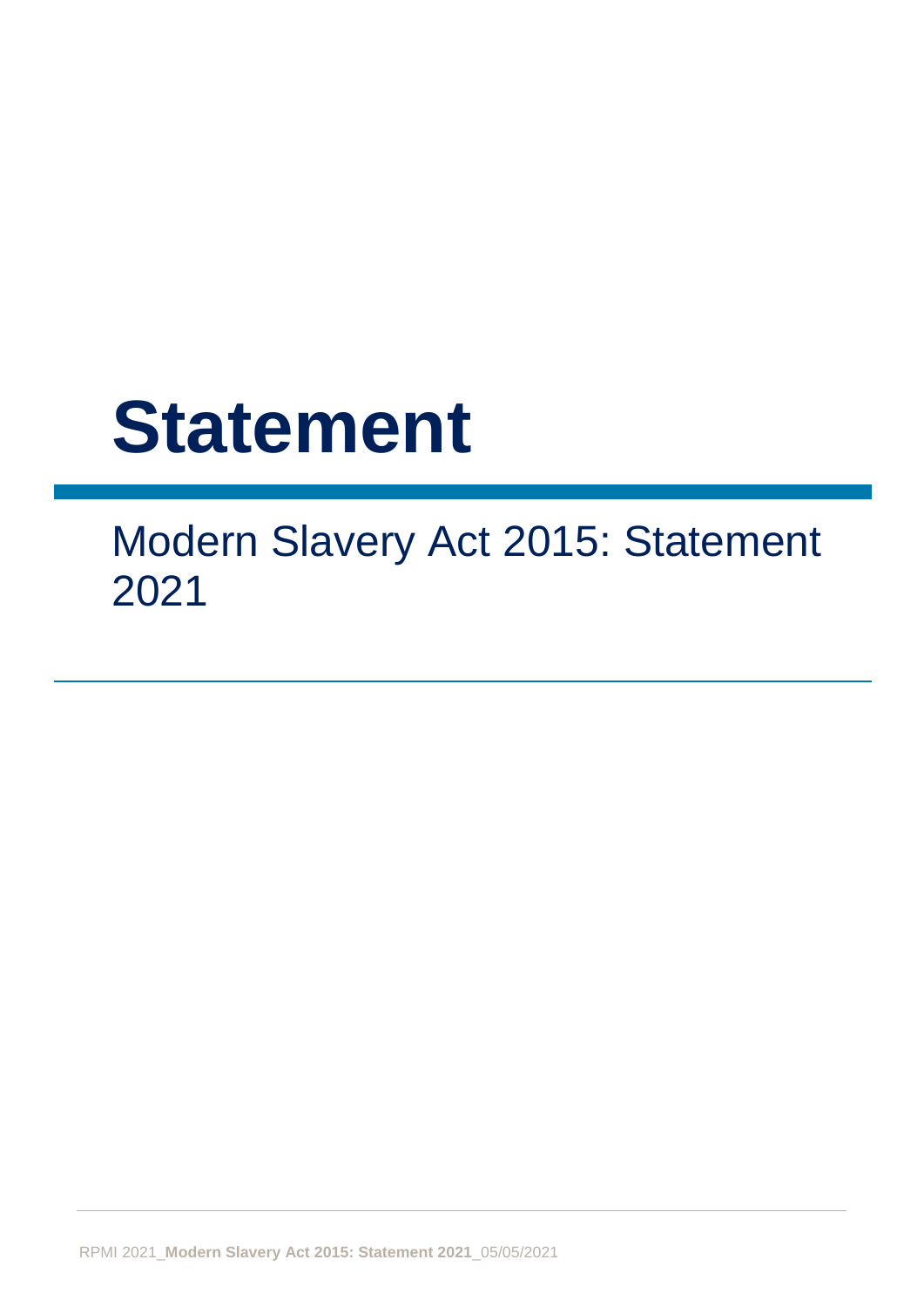# Statement

## Modern Slavery Act 2015: Statement 2021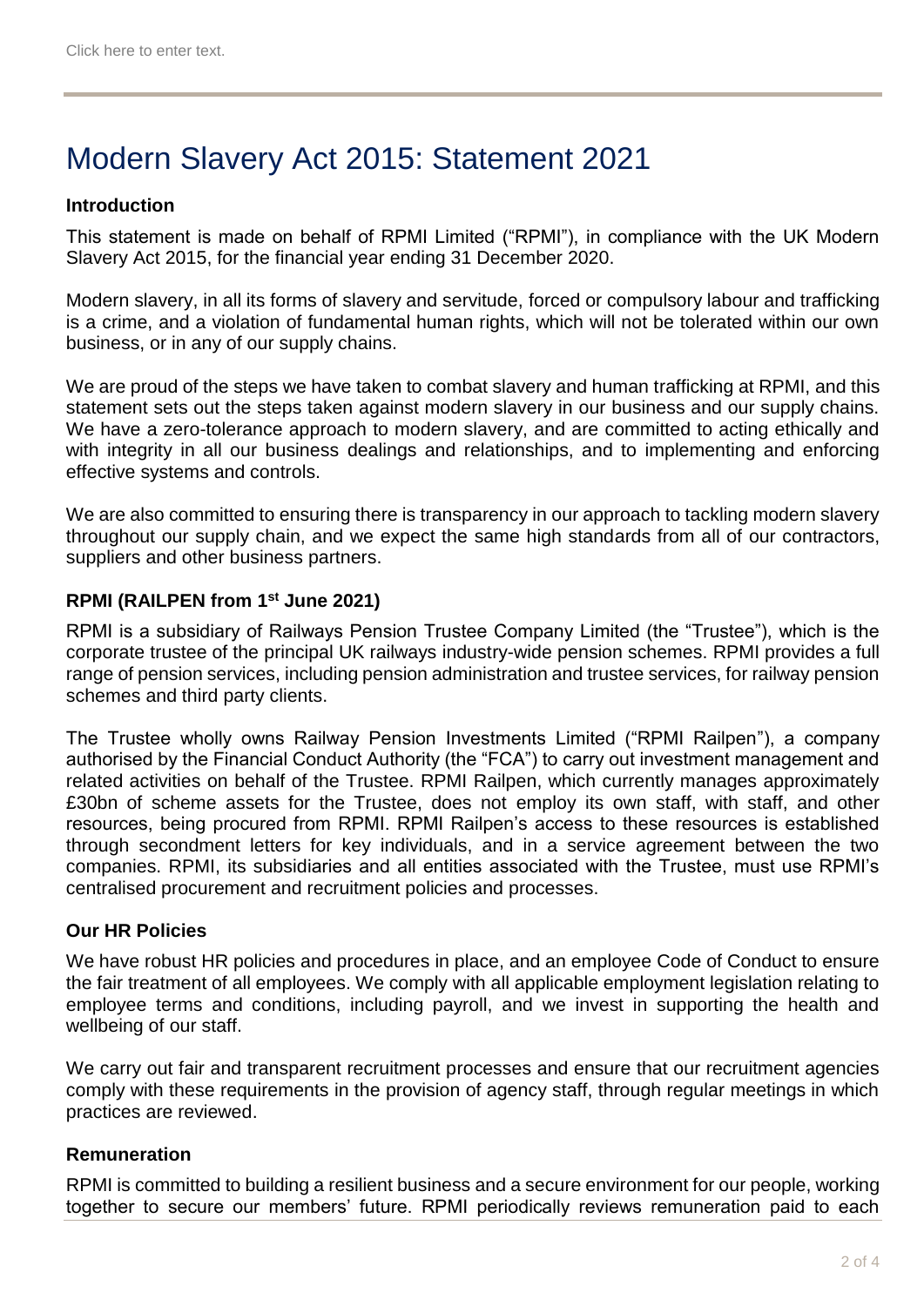# Modern Slavery Act 2015: Statement 2021

**Introduction**

This statement is made on behalf of RPMI Limited ("RPMI"), in compliance with the UK Modern Slavery Act 2015, for the financial year ending 31 December 2020.

Modern slavery, in all its forms of slavery and servitude, forced or compulsory labour and trafficking is a crime, and a violation of fundamental human rights, which will not be tolerated within our own business, or in any of our supply chains.

We are proud of the steps we have taken to combat slavery and human trafficking at RPMI, and this statement sets out the steps taken against modern slavery in our business and our supply chains. We have a zero-tolerance approach to modern slavery, and are committed to acting ethically and with integrity in all our business dealings and relationships, and to implementing and enforcing effective systems and controls.

We are also committed to ensuring there is transparency in our approach to tackling modern slavery throughout our supply chain, and we expect the same high standards from all of our contractors, suppliers and other business partners.

**RPMI (RAILPEN from 1st June 2021)**

RPMI is a subsidiary of Railways Pension Trustee Company Limited (the "Trustee"), which is the corporate trustee of the principal UK railways industry-wide pension schemes. RPMI provides a full range of pension services, including pension administration and trustee services, for railway pension schemes and third party clients.

The Trustee wholly owns Railway Pension Investments Limited ("RPMI Railpen"), a company authorised by the Financial Conduct Authority (the "FCA") to carry out investment management and related activities on behalf of the Trustee. RPMI Railpen, which currently manages approximately £30bn of scheme assets for the Trustee, does not employ its own staff, with staff, and other resources, being procured from RPMI. RPMI Railpen's access to these resources is established through secondment letters for key individuals, and in a service agreement between the two companies. RPMI, its subsidiaries and all entities associated with the Trustee, must use RPMI's centralised procurement and recruitment policies and processes.

**Our HR Policies**

We have robust HR policies and procedures in place, and an employee Code of Conduct to ensure the fair treatment of all employees. We comply with all applicable employment legislation relating to employee terms and conditions, including payroll, and we invest in supporting the health and wellbeing of our staff.

We carry out fair and transparent recruitment processes and ensure that our recruitment agencies comply with these requirements in the provision of agency staff, through regular meetings in which practices are reviewed.

**Remuneration**

RPMI is committed to building a resilient business and a secure environment for our people, working together to secure our members' future. RPMI periodically reviews remuneration paid to each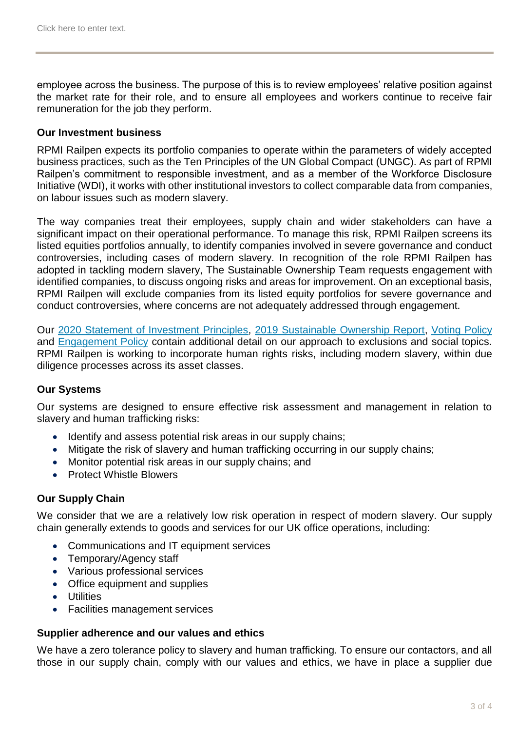employee across the business. The purpose of this is to review employees' relative position against the market rate for their role, and to ensure all employees and workers continue to receive fair remuneration for the job they perform.

**Our Investment business**

RPMI Railpen expects its portfolio companies to operate within the parameters of widely accepted business practices, such as the Ten Principles of the UN Global Compact (UNGC). As part of RPMI Railpen's commitment to responsible investment, and as a member of the Workforce Disclosure Initiative (WDI), it works with other institutional investors to collect comparable data from companies, on labour issues such as modern slavery.

The way companies treat their employees, supply chain and wider stakeholders can have a significant impact on their operational performance. To manage this risk, RPMI Railpen screens its listed equities portfolios annually, to identify companies involved in severe governance and conduct controversies, including cases of modern slavery. In recognition of the role RPMI Railpen has adopted in tackling modern slavery, The Sustainable Ownership Team requests engagement with identified companies, to discuss ongoing risks and areas for improvement. On an exceptional basis, RPMI Railpen will exclude companies from its listed equity portfolios for severe governance and conduct controversies, where concerns are not adequately addressed through engagement.

Our 2020 Statement of Investment Principles, 2019 Sustainable Ownership Report, Voting Policy and Engagement Policy contain additional detail on our approach to exclusions and social topics. RPMI Railpen is working to incorporate human rights risks, including modern slavery, within due diligence processes across its asset classes.

**Our Systems**

Our systems are designed to ensure effective risk assessment and management in relation to slavery and human trafficking risks:

- Identify and assess potential risk areas in our supply chains;
- Mitigate the risk of slavery and human trafficking occurring in our supply chains;
- Monitor potential risk areas in our supply chains; and
- Protect Whistle Blowers

**Our Supply Chain**

We consider that we are a relatively low risk operation in respect of modern slavery. Our supply chain generally extends to goods and services for our UK office operations, including:

- Communications and IT equipment services
- Temporary/Agency staff
- Various professional services
- Office equipment and supplies
- Utilities
- Facilities management services

**Supplier adherence and our values and ethics**

We have a zero tolerance policy to slavery and human trafficking. To ensure our contactors, and all those in our supply chain, comply with our values and ethics, we have in place a supplier due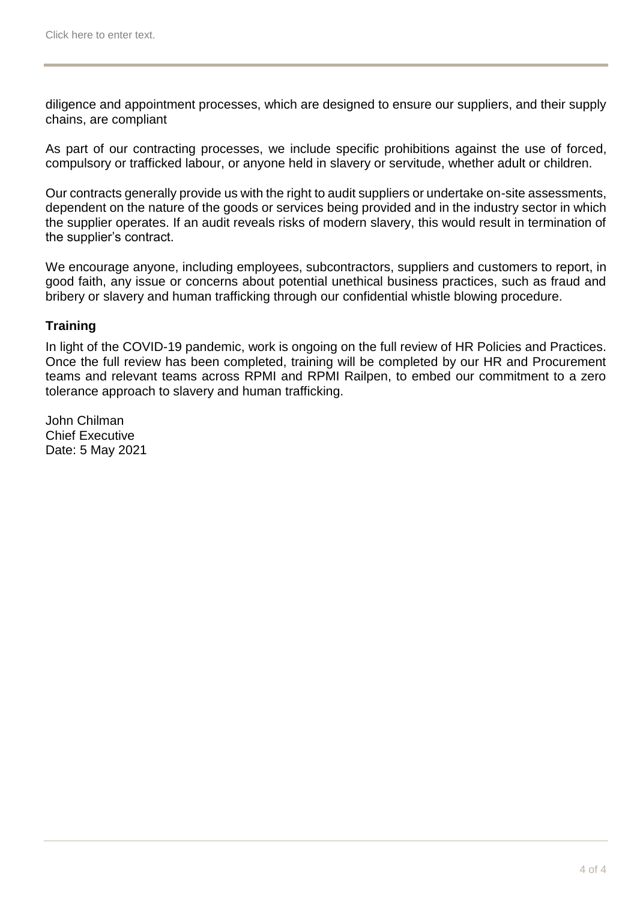diligence and appointment processes, which are designed to ensure our suppliers, and their supply chains, are compliant

As part of our contracting processes, we include specific prohibitions against the use of forced, compulsory or trafficked labour, or anyone held in slavery or servitude, whether adult or children.

Our contracts generally provide us with the right to audit suppliers or undertake on-site assessments, dependent on the nature of the goods or services being provided and in the industry sector in which the supplier operates. If an audit reveals risks of modern slavery, this would result in termination of the supplier's contract.

We encourage anyone, including employees, subcontractors, suppliers and customers to report, in good faith, any issue or concerns about potential unethical business practices, such as fraud and bribery or slavery and human trafficking through our confidential whistle blowing procedure.

**Training**

In light of the COVID-19 pandemic, work is ongoing on the full review of HR Policies and Practices. Once the full review has been completed, training will be completed by our HR and Procurement teams and relevant teams across RPMI and RPMI Railpen, to embed our commitment to a zero tolerance approach to slavery and human trafficking.

John Chilman
Chief Executive
Date: 5 May 2021